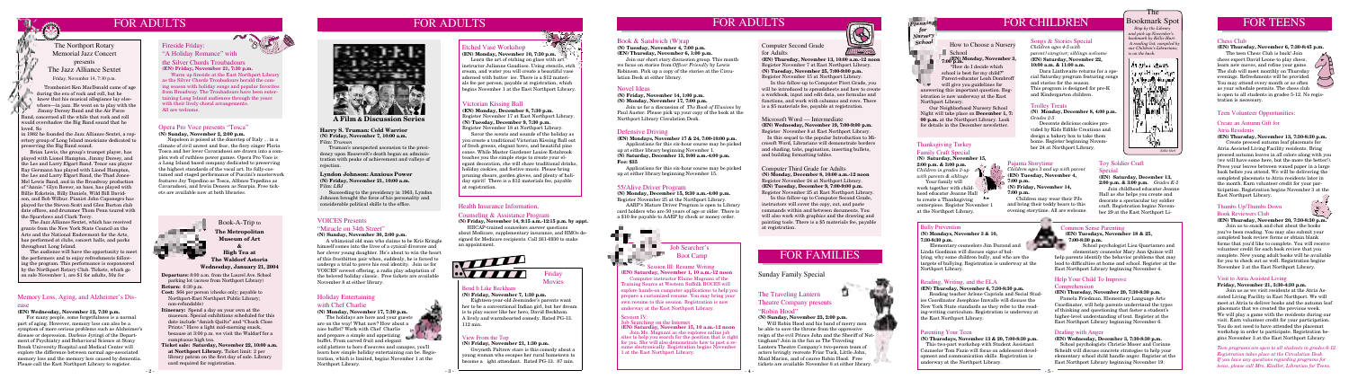# FOR ADULTS

The Northport Rotary Memorial Jazz Concert presents

**The Jazz Alliance Sextet**

Friday, November 14, 7:30 p.m.

Trombonist Ken MacDonald came of age during the era of rock and roll, but he knew that his musical allegiance lay elsewhere—in jazz. He went on to play with the Jimmy Dorsey Band and the Air Force Band, concerned all the while that rock and roll would overshadow the Big Band sound that he loved. So in 1982 he founded the Jazz Alliance Sextet, a repertory group of Long Island musicians dedicated to preserving the Big Band sound.

Brian Lewis, the group's trumpet player, has played with Lionel Hampton, Jimmy Dorsey, and the Les and Larry Elgart Band. Tenor sax player Ray Germann has played with Lionel Hampton, the Les and Larry Elgart Band, the Thad Jones/ Mel Lewis Band, and in the Broadway production of "Annie." Glyn Bower, on bass, has played with Billie Eckstein, Billy Daniels, Wild Bill Davidson, and Bob Wilbur. Pianist John Cappuzzo has played for the Steven Scott and Glen Burton club date offices, and drummer Thom Penn toured with the Sparrlows and Clark Terry.

The Jazz Alliance Sextet, which has received grants from the New York State Council on the Arts and the National Endowment for the Arts, has performed at clubs, concert halls, and parks throughout Long Island.

The audience will have the opportunity to meet the performers and to enjoy refreshments following the program. This performance is cosponsored by the Northport Rotary Club. Tickets, which go on sale November 1, are $1 for adults, 50¢ for children.

## Fireside Friday: "A Holiday Romance" with the Silver Chords Troubadours

**(EN) Friday, November 21, 7:30 p.m.**

Warm up fireside at the Northport Library as the Silver Chords Troubadours herald the coming season with holiday songs and popular favorites from Broadway. The Troubadours have been entertaining Long Island audiences through the years with their lively choral arrangements. All are welcome.

## Opera Pro Voce presents "Tosca"

**(N) Sunday, November 2, 2:00 p.m.**

Napoleon is poised at the doorstep of Italy . . . in a climate of civil unrest and fear, the fiery singer Floria Tosca and her lover Cavaradossi are drawn into a complex web of ruthless power games. Opera Pro Voce is a Long Island based company dedicated to preserving the highest standards of the vocal art. In full-costumed and staged performance of Puccini's masterwork features Joy Tepedino as Tosca, Alfonso Tepedino as Cavaradossi, and Irwin Densen as Scarpia. Free tickets are available now at both libraries.

## Book-A-Trip to The Metropolitan Museum of Art & High Tea at The Waldorf Astoria

**Wednesday, January 21, 2004**

**Departure:** 8:00 a.m. from the Laurel Ave. School parking lot (across from Northport Library)

**Return:** 6:30 p.m.

**Cost:** $64 per person (checks only; payable to Northport-East Northport Public Library; non-refundable)

**Itinerary:** Spend a day on your own at the museum. Special exhibitions scheduled for this date include "Amish Quilts" and "Chuck Close Prints." Have a light mid-morning snack, because at 3:00 p.m. we visit the Waldorf for a sumptuous high tea.

**Ticket sale: Saturday, November 22, 10:00 a.m. at Northport Library.** Ticket limit: 2 per library patron on the first day of sale. Library card required for registration.

## Memory Loss, Aging, and Alzheimer's Disease

**(EN) Wednesday, November 12, 7:30 p.m.**

For many people, some forgetfulness is a normal part of aging. However, memory loss can also be a symptom of more serious problems such as Alzheimer's disease or depression. Darlene Jyringi of the Department of Psychiatry and Behavioral Science at Stony Brook University Hospital and Medical Center will explore the difference between normal age-associated memory loss and the memory loss caused by dementia. Please call the East Northport Library to register.

# FOR ADULTS

## Etched Vase Workshop

**(EN) Monday, November 10, 7:30 p.m.**

Learn the art of etching on glass with art instructor Julianne Gaudioso. Using stencils, etch cream, and water you will create a beautiful vase adorned with butter ies. There is a $12 materials fee per person, payable at registration, which begins November 1 at the East Northport Library.

## A Film & Discussion Series

**Harry S. Truman: Cold Warrior**
**(N) Friday, November 7, 10:00 a.m.**
Film: *Truman*

Truman's unexpected ascension to the presidency upon Roosevelt's death began an administration with peaks of achievement and valleys of rejection.

**Lyndon Johnson: Anxious Power**
**(N) Friday, November 21, 10:00 a.m.**
Film: *LBJ*

Succeeding to the presidency in 1963, Lyndon Johnson brought the force of his personality and considerable political skills to the office.

## VOICES Presents "Miracle on 34th Street"

**(N) Sunday, November 30, 2:00 p.m.**

A whimsical old man who claims to be Kris Kringle himself comes into the lives of a cynical divorcee and her clever young daughter. He's about to win the heart of this frostbitten pair when, suddenly, he is forced to undergo a trial to prove his real identity. Join us for VOICES' newest offering, a radio play adaptation of the beloved holiday classic. Free tickets are available November 8 at either library.

## Holiday Entertaining with Chef Charlie

**(N) Monday, November 17, 7:30 p.m.**

The holidays are here and your guests are on the way! What now? How about a nice buffet? Work with Chef Charlie and prepare a simple and appetizing buffet. From carved fruit and elegant cold platters to hors d'oeuvres and canapes, you'll learn how simple holiday entertaining can be. Registration is underway at the Northport Library.

## Victorian Kissing Ball

**(EN) Monday, December 8, 7:30 p.m.**
Register November 17 at East Northport Library.
**(N) Tuesday, December 9, 7:30 p.m.**
Register November 18 at Northport Library.

Savor the scents and sounds of the holiday as you create a traditional Victorian Kissing Ball out of fresh greens, elegant bows, and beautiful pine cones. While Master Gardener Louise Estabrook teaches you the simple step to create your elegant decoration, she will share traditional drinks, holiday cookies, and festive music. Please bring pruners, gloves, garden gloves, and plenty of holiday spirit! There is a $12 materials fee, payable at registration.

## Health Insurance Information, Counseling & Assistance Program

**(N) Friday, November 14, 9:15 a.m.-12:15 p.m. by appt.**

HIICAP-trained counselors answer questions about Medicare, supplementary insurance, and HMOs designed for Medicare recipients. Call 261-6930 to make an appointment.

## Friday Movies

**Bend It Like Beckham**
**(N) Friday, November 7, 1:30 p.m.**

Eighteen-year-old Jesminder's parents want her to be a conventional Indian girl, but her dream is to play soccer like her hero, David Beckham. A lively and warmhearted comedy. Rated PG-13. 112 min.

**View from the Top**
**(N) Friday, November 21, 1:30 p.m.**

Gwyneth Paltrow stars in this comedy about a young woman who escapes her rural hometown to become a  ight attendant. Rated PG-13. 87 min.

# FOR ADULTS

## Book & Sandwich (W)rap

**(N) Tuesday, November 4, 7:00 p.m.**
**(EN) Thursday, November 6, 1:00 p.m.**

Join us for short story discussion group. This month we focus on stories from *Officer Friendly* by Lewis Robinson. Pick up a copy of the stories at the Circulation Desk at either library.

## Novel Ideas

**(EN) Friday, November 14, 1:00 p.m.**
**(N) Monday, November 17, 7:00 p.m.**

Join us for a discussion of *The Book of Illusions* by Paul Auster. Please pick up your copy of the book at the Northport Library Circulation Desk.

## Defensive Driving

**(EN) Mondays, November 17 & 24, 7:00-10:00 p.m.**

Applications for this six-hour course may be picked up at either library beginning November 1.

**(N) Saturday, December 13, 9:00 a.m.-4:00 p.m.**
**Fee: $35**

Applications for this six-hour course may be picked up at either library beginning November 15.

## 55/Alive Driver Program

**(N) Monday, December 15, 9:30 a.m.-4:00 p.m.**

Register December 2 at the Northport Library.

AARP's Mature Driver Program is open to Library card holders who are 50 years of age or older. There is a $10 fee payable to AARP by check or money order.

## Job Searcher's Boot Camp

**Session III: Resume Writing**
**(EN) Saturday, November 1, 10 a.m.-12 noon**

Computer instructor Elaine Magnani of the Training Source at Western Suffolk BOCES will explore hands-on computer applications to help you prepare a customized resume. You may bring your own resume to this session. Registration is now underway at the East Northport Library.

**Session IV: Job Searching on the Internet**
**(EN) Saturday, November 15, 10 a.m.-12 noon**

Join Ms. Magnani as she explores online job sites to help you search for the position that is right for you. She will also demonstrate how to post a resume electronically. Registration begins November 1 at the East Northport Library.

## Computer Second Grade for Adults

**(EN) Thursday, November 13, 10:00 a.m.-12 noon**
Register November 7 at East Northport Library.
**(N) Tuesday, November 25, 7:00-9:00 p.m.**
Register November 15 at Northport Library.

In this follow-up to Computer First Grade, you will be introduced to spreadsheets and how to create a workbook, input and edit data, use formulas and functions, and work with columns and rows. There is a $5 materials fee, payable at registration.

## Microsoft Word — Intermediate

**(EN) Wednesday, November 19, 7:00-9:00 p.m.**
Register November 5 at East Northport Library.

In this sequel to the popular Introduction to Microsoft Word, Librarian will demonstrate borders and shading, tabs, pagination, inserting bullets, and building formatting tables.

## Computer Third Grade for Adults

**(N) Monday, December 8, 10:00 a.m.-12 noon**
Register November 25 at Northport Library.
**(EN) Tuesday, December 9, 7:00-9:00 p.m.**
Register November 25 at East Northport Library.

In this follow-up to Computer Second Grade, instructors will cover the copy, cut, and paste commands within and between documents. You will also work with graphics and the drawing and painting tools. There is a $5 materials fee, payable at registration.

# FOR FAMILIES

## Sunday Family Special

**The Traveling Lantern Theatre Company presents "Robin Hood"**

**(N) Sunday, November 23, 2:00 p.m.**

Will Robin Hood and his band of merry men be able to save the throne from the oppressive reign of the evil Prince John and the Sheriff of Nottingham? Join in the fun as The Traveling Lantern Theatre Company's two-person team of actors lavishly recreate Friar Tuck, Little John, Maid Marian, and of course Robin Hood. Free tickets are available November 8 at either library.

# FOR CHILDREN

## How to Choose a Nursery School

**(N) Monday, November 3, 7:00 p.m.**

"How do I decide which school is best for my child?" Parent-educator Leah Dombroff will give you guidelines for answering this important question. Registration is now underway at the East Northport Library.

Our Neighborhood Nursery School Night will take place on **December 1, 7:00 p.m. at the Northport Library.** Look for details in the December newsletter.

## Thanksgiving Turkey Family Craft Special

**(N) Saturday, November 15, 2:00 p.m. & 3:00 p.m.**
*Children in grades 1-4 with parents & siblings*

Your family will work together with children's educator Jeanne Hall to create a Thanksgiving centerpiece. Register November 1 at the Northport Library.

## Songs & Stories Special

*Children ages 4-5 with parent/caregiver; siblings welcome*

**(EN) Saturday, November 8, 10:00 a.m. & 11:00 a.m.**

Don't Lauro-Lucas returns for a special Saturday program featuring songs and stories for the season. This program is designed for pre-K and Kindergarten children.

## Trolley Treats

**(N) Monday, December 8, 4:00 p.m.**
*Grades 2-5*

Decorate delicious cookies provided by Kidz Edible Creations and design a bakery box to take them home. Register beginning November 24 at Northport Library.

## Pajama Storytime

*Children ages 3 and up with parent*

**(EN) Tuesday, November 4, 7:00 p.m.**
**(N) Friday, November 14, 7:00 p.m.**

Children may wear their PJs and bring their teddy bears to this evening storytime. All are welcome.

## The Bookmark Spot

*Stop by the Library and pick up November's bookmark by Kellie Barr. A reading list compiled by our Children's Librarians is on the back.*

## Toy Soldier Craft Special

**(EN) Saturday, December 13, 2:00 p.m. & 3:00 p.m.**
*Grades K-2*

Join childhood educator Jeanne Hall as she helps you create and decorate a special toy soldier craft. Registration begins November 29 at the East Northport Library.

## Bully Prevention

**(N) Mondays, November 3 & 10, 7:30-8:30 p.m.**

Elementary counselors Jim Durand and Linda Goodman will discuss signs of bullying, who some children bully, and who are the targets of bullying. Registration is underway at the Northport Library.

## Reading, Writing, and the ELA

**(EN) Thursday, November 6, 7:30-8:30 p.m.**

Reading teacher Arlene Cognata and Social Studies Coordinator Josephine Inwalle will discuss the New York State standards as they refer to the reading-writing curriculum. Registration is underway at the East Northport Library.

## Parenting Your Teen

**(N) Thursdays, November 13 & 20, 7:00-8:30 p.m.**

This two-part workshop with Student Assistant Counselor Tom Fazio will focus on adolescent development and communication skills. Registration is underway at the Northport Library.

## Common Sense Parenting

**(EN) Tuesdays, November 18 & 25, 7:00-8:30 p.m.**

School psychologist Lisa Quartararo and elementary counselor Mary Ann Quince will help parents identify the behavior problems that may lead to difficulties at home and school. Register at the East Northport Library beginning November 4.

## Help Your Child To Improve Comprehension

**(EN) Thursday, November 20, 7:30-8:30 p.m.**

Pamela Friedman, Elementary Language Arts Coordinator, will help parents understand the types of thinking and questioning that foster a student's higher-level understanding of text. Register at the East Northport Library beginning November 6.

## Dealing with Anger

**(EN) Wednesday, December 3, 7:30-8:30 p.m.**

School psychologist Christine Moser and Corinne Scheidt will discuss concrete strategies to help your elementary school child handle anger. Register at the East Northport Library beginning November 19.

# FOR TEENS

## Chess Club

**(EN) Thursday, November 6, 7:30-8:45 p.m.**

The teen Chess Club is back! Join chess expert David Garcia as he plays chess, learn new moves, and refine your game. The club will meet monthly on Thursday evenings. Refreshments will be provided. You may attend every month or as often as your schedule permits. The chess club is open to all students in grades 5-12. No registration is necessary.

## Teen Volunteer Opportunities:

**Create an Autumn Gift for Atria Residents**

**(EN) Thursday, November 13, 7:30-8:30 p.m.**

Create pressed autumn leaf placemats for Atria Assisted Living Facility residents. Bring pressed autumn leaves in all colors along with you (we will have some here, but the more the better!). Press your leaves between waxed paper in a large book before you attend. We will be delivering the completed placemats to Atria residents later in the month. Earn volunteer credit for your participation. Registration begins November 3 at the East Northport Library.

**Thumbs Up/Thumbs Down Book Reviewers Club**

**(EN) Thursday, November 20, 7:30-8:30 p.m.**

Join us to snack and chat about the books you've been reading. You may also submit your completed book review forms or obtain blank forms that you'd like to complete. You will receive volunteer credit for each book review that you complete. New young adult books will be available for you to check out as well. Registration begins November 3 at the East Northport Library.

**Visit to Atria Assisted Living**

**(N) Friday, November 21, 7:30-8:30 p.m.**

Join us as we visit residents at the Atria Assisted Living Facility in East Northport. We will meet at Atria to deliver books and the autumn leaf placemats that we created the previous week. We will play a game with the residents during our visit. Earn volunteer credit for your participation. You do not need to have attended the placement workshop in order to participate. Registration begins November 3 at the East Northport Library.

*Teen programs are open to all students in grades 6-12. Registration takes place at the Circulation Desk. If you have any questions regarding programs for teens, please call Mrs. Kindler, Librarian for Teens.*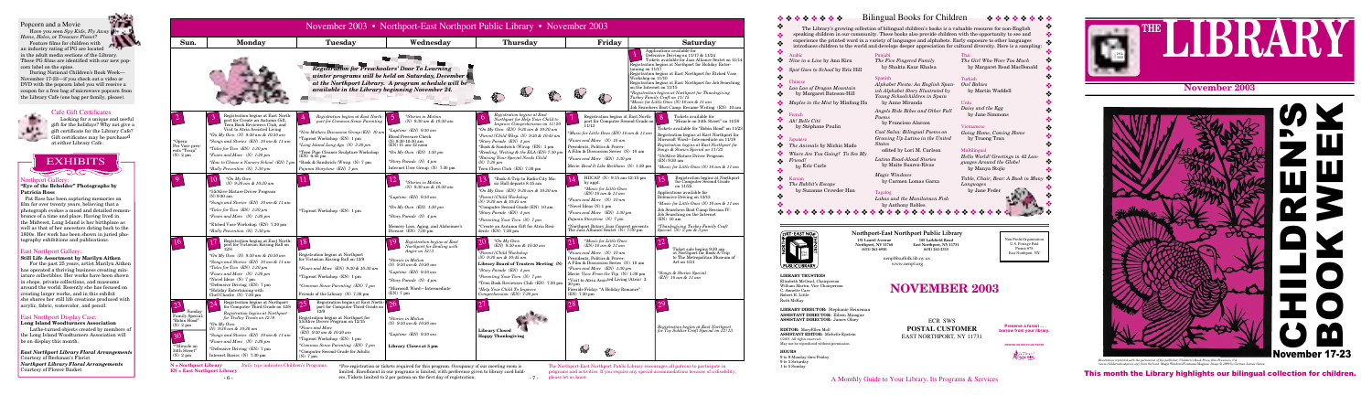## Popcorn and a Movie

Have you seen *Spy Kids*, *Fly Away Home*, *Holes*, or *Treasure Planet*?

Feature films for children with an industry rating of PG are located in the adult media sections of the Library. These PG films are identified with our new popcorn label on the spine.

During National Children's Book Week—November 17-23—if you check out a video or DVD with the popcorn label you will receive a coupon for a free bag of microwave popcorn from the Library Café (one bag per family, please).

## Café Gift Certificates

Looking for a unique and useful gift for the holidays? Why not give a gift certificate for the Library Café? Gift certificates may be purchased at either Library Café.

# EXHIBITS

### Northport Gallery:
**"Eye of the Beholder" Photographs by Pat Rose**

Pat Rose has been capturing memories on film for over twenty years, believing that a photograph evokes a mood and detailed remembrance of a time and place. Having lived in the Midwest, Long Island is her birthplace as well as that of her ancestors dating back to the 1800s. Her work has been shown in juried photography exhibitions and publications.

### East Northport Gallery:
**Still Life Assortment by Marilyn Aitken**

For the past 25 years, artist Marilyn Aitken has operated a thriving business creating miniature collectibles. Her works have been shown in shops, private collections, and museums around the world. Recently she has focused on creating larger works, and in this exhibit she shares her still life creations produced with acrylic, fabric, watercolor, and pencil.

### East Northport Display Case:
**Long Island Woodturners Association**

Lathe-turned objects created by members of the Long Island Woodturners Association will be on display this month.

*East Northport Library Floral Arrangements* Courtesy of Beekman's Florist

*Northport Library Floral Arrangements* Courtesy of Flower Basket

# November 2003 • Northport-East Northport Public Library • November 2003

*Registration for Preschoolers' Door To Learning center programs will be held on Saturday, December 6 at the Northport Library. A program schedule will be available in the Library beginning November 24.*

| Sun. | Monday | Tuesday | Wednesday | Thursday | Friday | Saturday |
|---|---|---|---|---|---|---|
| | | | | | | **1** Applications available for Defensive Driving on 11/17 & 11/24. Tickets available for Jazz Alliance Sextet on 11/16. Registration begins at Northport for Holiday Entertaining on 12/17. Registration begins at East Northport for Guided Vase Workshop on 11/20. Registration begins at East Northport for Job Searching on the Internet on 11/13. *Registration begins at Northport for Thanksgiving Turkey Family Craft on 11/15. *Music for Little Ones (N) 10 am & 11 am. Job Searchers Boot Camp: Resume Writing (EN) 10 am |
| **2** *Opera Pre-View presents "Tosca" (N) 2 pm | **3** Registration begins at East Northport for Create an Autumn Gift, Teen Book Reviewers Club, and Visit to Alvin Ailey. *On My Own (N) 9:30 am & 10:30 am. *Songs and Stories (EN) 10 am & 11 am. *Tales for Two (EN) 1:30 pm. *Fours and More (N) 1:30 pm. *How to Choose a Nursery School (EN) 7 pm. *Rally Prevention (N) 7:30 pm | **4** Registration begins at East Northport for Common Sense Parenting. *Tiny Mothers Discussion Group (EN) 10 am. *Tapeout Workshop (EN) 1 pm. *Long Island Long Ago (N) 2:30 pm. *Type Page Creator Sculpture Workshop (EN) 4:45 pm. *Book & Sandwich Wrap (N) 7 pm. Pajama Storytime (EN) 7 pm | **5** *Stories in Motion (N) 9:30 am & 10:30 am. *Laptime (EN) 9:30 am. Blood Pressure Check (N) 9:30-10:30 am; (EN) 11 am-12 noon. *On My Own (EN) 1:30 pm. *Story Parade (N) 4 pm. Internet User Group (N) 7:30 pm | **6** Registration begins at East Northport for Help Your Child to Improve Comprehension on 11/20. *On My Own (EN) 9:30 am & 10:30 am. *Parent/Child Workshop (N) 9:30 & 10:45 am. *Story Parade (EN) 4 pm. *Book & Sandwich Wrap (EN) 1 pm. *Reading, Writing & the ELA (EN) 7:30 pm. *Raising Your Special Needs Child (N) 7:30 pm. Teen Chess Club (EN) 7:30 pm | **7** Registration begins at East Northport for Computer Second Grade on 11/21. *Music for Little Ones (EN) 10 am & 11 am. *Fours and More (N) 10 am. Presidents, Politics & Power: A Film & Discussion Series (N) 10 am. *Fours and More (EN) 1:30 pm. Movie: Bend It Like Beckham (N) 1:30 pm | **8** Tickets available for "Moon in the Milk Street" on 11/29. Tickets available for "Stilts Hood" on 11/22. Registration begins at East Northport for Microsoft Word—Intermediate on 11/19. Registration begins at East Northport for Songs & Stories Special on 11/22. *AARP Drivers Program (EN) 9:30 am. *Music for Little Ones (N) 10 am & 11 am |
| **9** | **10** *On My Own (N) 9:30 am & 10:30 am. *AARP Drivers Program (EN) 9:30 am. *Songs and Stories (EN) 10 am & 11 am. *Tales for Two (EN) 1:30 pm. *Fours and More (N) 1:30 pm. *Kindred Vase Workshop (EN) 7:30 pm. *Rally Prevention (N) 7:30 pm | **11** *Tapeout Workshop (EN) 1 pm | **12** *Stories in Motion (N) 9:30 am & 10:30 am. *Laptime (EN) 9:30 am. *On My Own (EN) 1:30 pm. *Story Parade (N) 4 pm. Memory Loss, Aging, and Alzheimer's Disease (EN) 7:30 pm | **13** *Book & Trip to Radio City Music Hall departs 9:15 am. *On My Own (EN) 9:30 am & 10:30 am. *Parent/Child Workshop (N) 9:30 am & 10:45 am. *Computer Second Grade (EN) 10 am. *Story Parade (EN) 4 pm. *Parenting Your Teen (N) 7 pm. *Create an Autumn Gift for Alvin Residents (EN) 7:30 pm | **14** HIICAP (N) 9:15 am-12:15 pm by appt. *Music for Little Ones (EN) 10 am & 11 am. *Fours and More (N) 10 am. *Navel Ideas (N) 1 pm. *Fours and More (EN) 1:30 pm. Pajama Storytime (N) 7 pm. *Southport Brass, Jazz Concert presents The Jazz Alliance Sextet (N) 7:30 pm | **15** Registration begins at Northport for Computer Second Grade on 11/25. Applications available for Defensive Driving on 12/13. *Music for Little Ones (N) 10 am & 11 am. Job Searchers Boot Camp Session IV: Job Searching on the Internet (EN) 10 am. *Thanksgiving Turkey Family Craft Special (N) 2 pm & 3 pm |
| **16** | **17** Registration begins at East Northport for Veterans Kwiang Ball on 12/6. *On My Own (N) 9:30 am & 10:30 am. *Songs and Stories (EN) 10 am & 11 am. *Tales for Two (EN) 1:30 pm. *Fours and More (N) 1:30 pm. *Navel Ideas (N) 7 pm. *Defensive Driving (EN) 7 pm. *Holiday Entertaining (N) 7 pm. Chef Charles (N) 7:30 pm | **18** Registration at Northport for Veterans Kwiang Ball on 12/6. *Fours and More (EN) 9:30 & 10:30 am. *Tapeout Workshop (EN) 1 pm. *Common Sense Parenting (EN) 7 pm. Friends of the Library (N) 7:30 pm | **19** Registration begins at East Northport for Dealing with Anger on 12/3. *Stories in Motion (N) 9:30 am & 10:30 am. *Laptime (EN) 9:30 am. *Story Parade (N) 4 pm. *Microsoft Word—Intermediate (EN) 7 pm | **20** *On My Own (EN) 9:30 am & 10:30 am. *Parent/Child Workshop (N) 9:30 am & 10:45 am. **Library Board of Trustees Meeting (N)** 7:30 pm. *Story Parade (EN) 4 pm. *Parenting Your Teen (N) 7 pm. *Teen Book Reviewers Club (EN) 7:30 pm. *Help Your Child To Improve Comprehension (EN) 7:30 pm | **21** *Music for Little Ones (EN) 10 am & 11 am. *Fours and More (N) 10 am. Presidents, Politics & Power: A Film & Discussion Series (N) 10 am. *Fours and More (EN) 1:30 pm. Movie: Viva Frida the Trip (N) 1:30 pm. *Visit to Alvin Ailey and Living (Alvin) 3:30 pm. Fireside Friday: "A Holiday Romance" (EN) 7 pm | **22** Ticket sale begins 9:30 am at Northport for Book-A-Trip to The Metropolitan Museum of Art on 12/3. *Songs & Stories Special (EN) 10 am & 11 am |
| **23** Sunday Family Special "Stilts Hood" (N) 2 pm<br><br>**30** "Miracle on 34th Street" (N) 2 pm | **24** Registration begins at Northport for Computer Third Grade on 12/9. Registration begins at Northport for Trolley Trouters on 12/18. *On My Own (N) 9:30 am & 10:30 am. *Songs and Stories (EN) 10 am & 11 am. *Fours and More (N) 1:30 pm. *Defensive Driving (EN) 7 pm. Internet Basics (N) 7:30 pm | **25** Registration begins at East Northport for Computer Third Grade on 12/9. Registration begins at Northport for Inkblot Drivers Program on 12/15. *Fours and More (EN) 9:30 am & 10:30 am. *Tapeout Workshop (EN) 1 pm. *Common Sense Parenting (EN) 7 pm. *Computer Second Grade for Adults (N) 7 pm | **26** *Stories in Motion (N) 9:30 am & 10:30 am. *Laptime (EN) 9:30 am. **Library Closes at 5 pm** | **27** **Library Closed** **Happy Thanksgiving** | **28** | **29** *Registration begins at East Northport for Toy Soldier Craft Special on 12/13* |

**N = Northport Library**
**EN = East Northport Library**

*Italic type indicates Children's Programs.*

*Pre-registration or tickets required for this program. Occupancy of our meeting room is limited. Enrollment in our programs is limited, with preference given to library card holders. Tickets limited to 2 per patron on the first day of registration.

The Northport-East Northport Public Library encourages all patrons to participate in programs and activities. If you require any special accommodations because of a disability, please let us know.

# Bilingual Books for Children

The Library's growing collection of bilingual children's books is a valuable resource for non-English speaking children in our community. These books also provide children with the opportunity to see and experience the printed word in a variety of languages and alphabets. Early exposure to other languages introduces children to the world and develops deeper appreciation for cultural diversity. Here is a sampling:

**Arabic**
*Nine in a Line* by Ann Kirn
*Spot Goes to School* by Eric Hill

**Chinese**
*Lon Lon of Dragon Mountain* by Margaret Bateson-Hill
*Magpies in the Mist* by Minfong Ho

**French**
*Ah! Belle Cité* by Stéphane Poulin

**Japanese**
*The Animals* by Michio Mado
*Where Are You Going? To See My Friend!* by Eric Carle

**Korean**
*The Rabbit's Escape* by Suzanne Crowder Han

**Punjabi**
*The Five Fingered Family* by Shakta Kaur Khalsa

**Spanish**
*Alphabet Fiesta: An English Spanish Alphabet Story Illustrated by Young Schoolchildren in Spain* by Anne Miranda
*Angels Ride Bikes and Other Fall Poems* by Francisco Alarcón
*Cool Salsa: Bilingual Poems on Growing Up Latino in the United States* edited by Lori M. Carlson
*Latino Read-Aloud Stories* by Maite Suarez-Rivas
*Magic Windows* by Carmen Lomas Garza

**Tagalog**
*Lakas and the Manilatown Fish* by Anthony Robles

**Thai**
*The Girl Who Wore Too Much* by Margaret Read MacDonald

**Turkish**
*Owl Babies* by Martin Waddell

**Urdu**
*Daisy and the Egg* by Jane Simmons

**Vietnamese**
*Going Home, Coming Home* by Truong Tran

**Multilingual**
*Hello World! Greetings in 42 Languages Around the Globe!* by Manya Stojic
*Table, Chair, Bear: A Book in Many Languages* by Jane Feder

### Northport-East Northport Public Library

**Northport**
151 Laurel Avenue
Northport, NY 11768
(631) 261-6930

**East Northport**
185 Larkfield Road
East Northport, NY 11731
(631) 261-2313

nenpl@suffolk.lib.ny.us
www.nenpl.org

Non-Profit Organization
U.S. Postage Paid
Permit 675
East Northport, NY

# NOVEMBER 2003

ECR WSS
**POSTAL CUSTOMER**
EAST NORTHPORT, NY 11731

**LIBRARY TRUSTEES**
Elizabeth McGreal, Chairperson
William Martin, Vice Chairperson
C. Annette Carr
Robert K. Little
Ruth McKay

**LIBRARY DIRECTOR:** Stephanie Heineman
**ASSISTANT DIRECTOR:** Eileen Minogue
**ASSISTANT DIRECTOR:** James Olney

**EDITOR:** MaryEllen Moll
**ASSISTANT EDITOR:** Michelle Epstein
©2003 All rights reserved.
May not be reproduced without permission.

**HOURS**
9 to 9 Monday thru Friday
9 to 5 Saturday
1 to 5 Sunday

A Monthly Guide to Your Library, Its Programs & Services

# THE LIBRARY

**November 2003**

# CHILDREN'S BOOK WEEK

**November 17-23**

**This month the Library highlights our bilingual collection for children.**